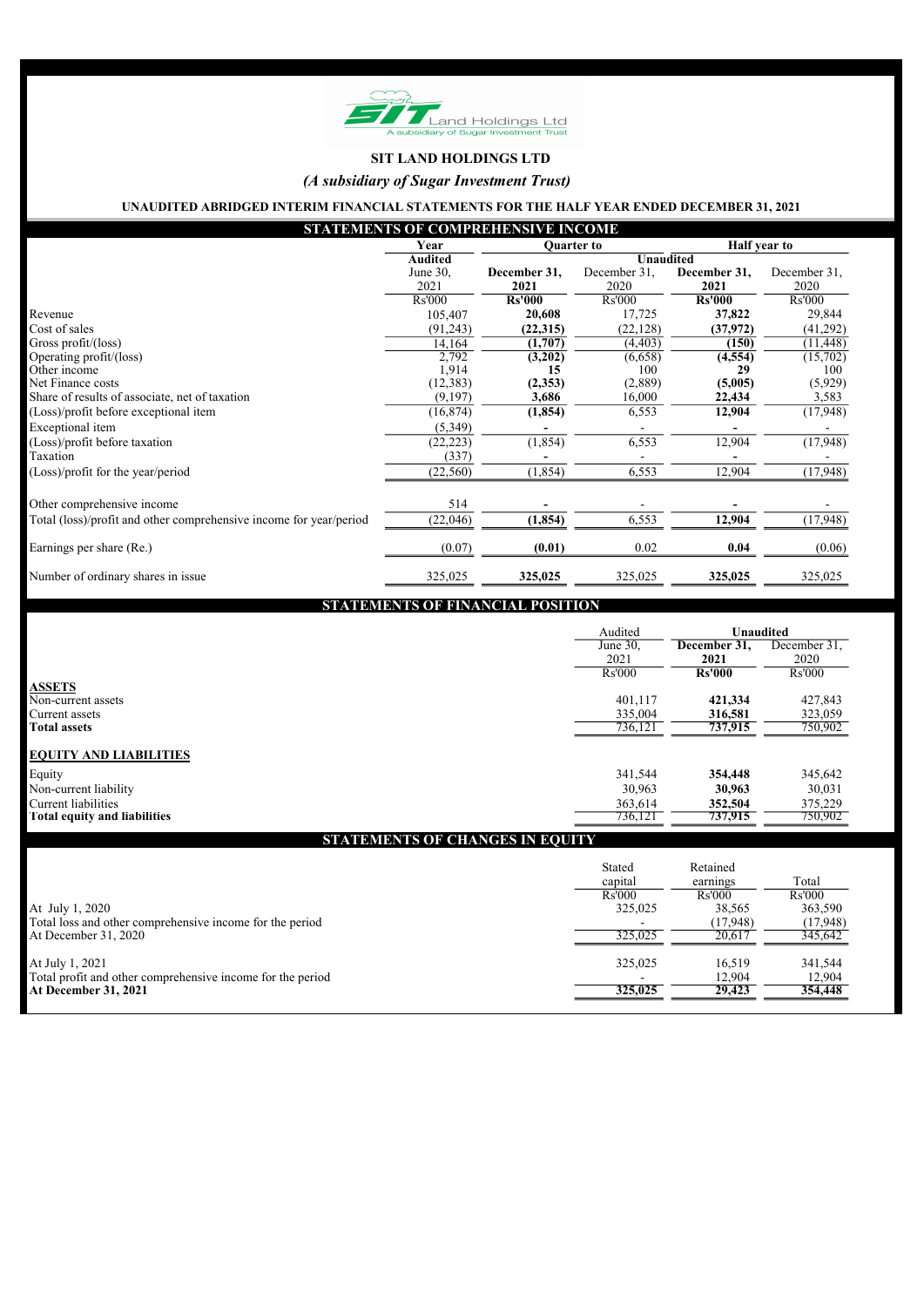SIT Land Holdings Ltd
A subsidiary of Sugar Investment Trust

# SIT LAND HOLDINGS LTD

*(A subsidiary of Sugar Investment Trust)*

**UNAUDITED ABRIDGED INTERIM FINANCIAL STATEMENTS FOR THE HALF YEAR ENDED DECEMBER 31, 2021**

## STATEMENTS OF COMPREHENSIVE INCOME

| | Year | Quarter to | | Half year to | |
|---|---|---|---|---|---|
| | **Audited** | **Unaudited** | | | |
| | June 30, 2021 | **December 31, 2021** | December 31, 2020 | **December 31, 2021** | December 31, 2020 |
| | Rs'000 | **Rs'000** | Rs'000 | **Rs'000** | Rs'000 |
| Revenue | 105,407 | **20,608** | 17,725 | **37,822** | 29,844 |
| Cost of sales | (91,243) | **(22,315)** | (22,128) | **(37,972)** | (41,292) |
| Gross profit/(loss) | 14,164 | **(1,707)** | (4,403) | **(150)** | (11,448) |
| Operating profit/(loss) | 2,792 | **(3,202)** | (6,658) | **(4,554)** | (15,702) |
| Other income | 1,914 | **15** | 100 | **29** | 100 |
| Net Finance costs | (12,383) | **(2,353)** | (2,889) | **(5,005)** | (5,929) |
| Share of results of associate, net of taxation | (9,197) | **3,686** | 16,000 | **22,434** | 3,583 |
| (Loss)/profit before exceptional item | (16,874) | **(1,854)** | 6,553 | **12,904** | (17,948) |
| Exceptional item | (5,349) | **-** | - | **-** | - |
| (Loss)/profit before taxation | (22,223) | (1,854) | 6,553 | 12,904 | (17,948) |
| Taxation | (337) | **-** | - | **-** | - |
| (Loss)/profit for the year/period | (22,560) | (1,854) | 6,553 | 12,904 | (17,948) |
| Other comprehensive income | 514 | **-** | - | **-** | - |
| Total (loss)/profit and other comprehensive income for year/period | (22,046) | **(1,854)** | 6,553 | **12,904** | (17,948) |
| Earnings per share (Re.) | (0.07) | **(0.01)** | 0.02 | **0.04** | (0.06) |
| Number of ordinary shares in issue | 325,025 | **325,025** | 325,025 | **325,025** | 325,025 |

## STATEMENTS OF FINANCIAL POSITION

| | Audited | **Unaudited** | |
|---|---|---|---|
| | June 30, 2021 | **December 31, 2021** | December 31, 2020 |
| | Rs'000 | **Rs'000** | Rs'000 |
| **ASSETS** | | | |
| Non-current assets | 401,117 | **421,334** | 427,843 |
| Current assets | 335,004 | **316,581** | 323,059 |
| **Total assets** | 736,121 | **737,915** | 750,902 |
| **EQUITY AND LIABILITIES** | | | |
| Equity | 341,544 | **354,448** | 345,642 |
| Non-current liability | 30,963 | **30,963** | 30,031 |
| Current liabilities | 363,614 | **352,504** | 375,229 |
| **Total equity and liabilities** | 736,121 | **737,915** | 750,902 |

## STATEMENTS OF CHANGES IN EQUITY

| | Stated capital | Retained earnings | Total |
|---|---|---|---|
| | Rs'000 | Rs'000 | Rs'000 |
| At July 1, 2020 | 325,025 | 38,565 | 363,590 |
| Total loss and other comprehensive income for the period | - | (17,948) | (17,948) |
| At December 31, 2020 | 325,025 | 20,617 | 345,642 |
| At July 1, 2021 | 325,025 | 16,519 | 341,544 |
| Total profit and other comprehensive income for the period | - | 12,904 | 12,904 |
| **At December 31, 2021** | **325,025** | **29,423** | **354,448** |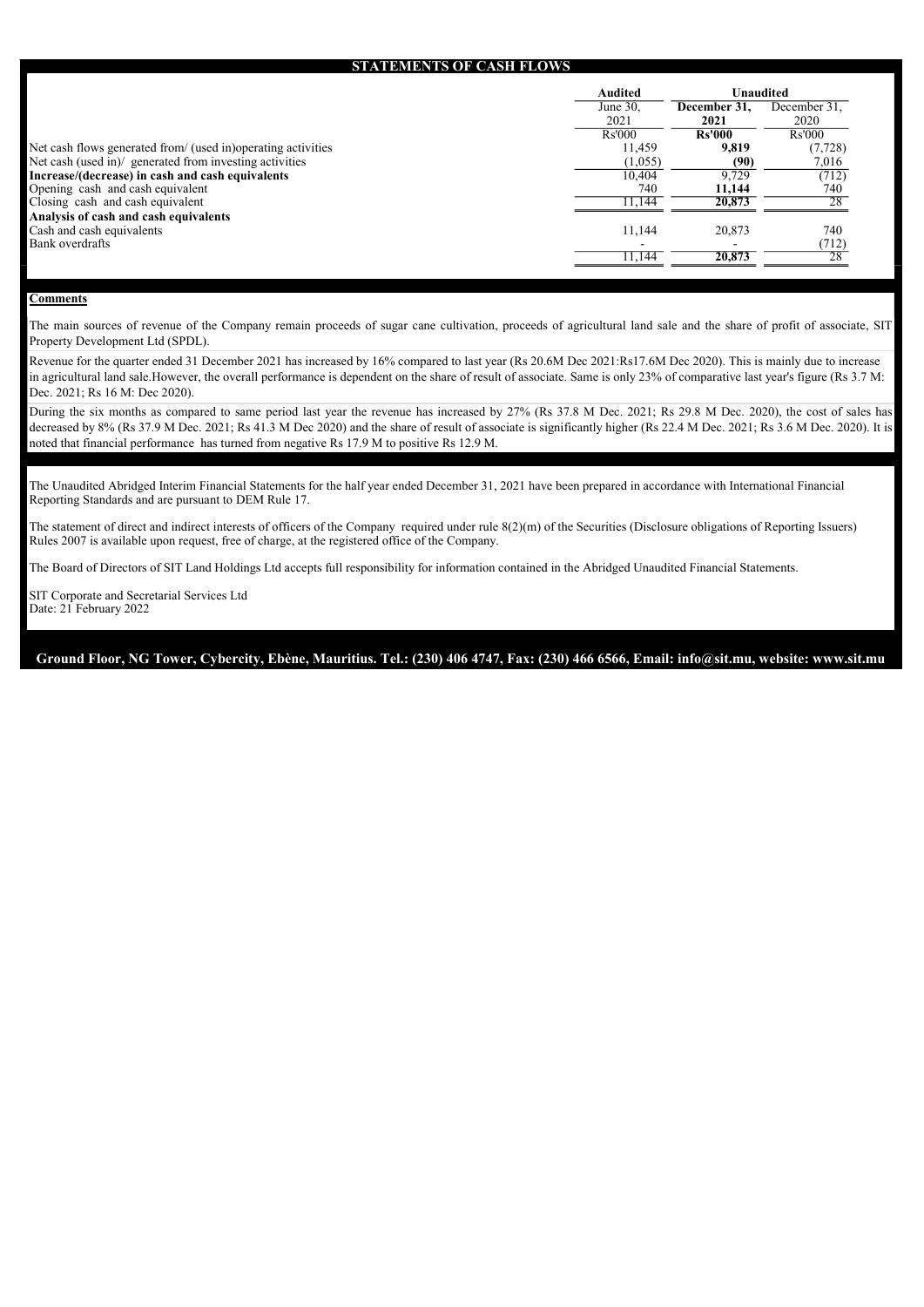## STATEMENTS OF CASH FLOWS

| | Audited | Unaudited | |
|---|---|---|---|
| | June 30, 2021 | **December 31, 2021** | December 31, 2020 |
| | Rs'000 | **Rs'000** | Rs'000 |
| Net cash flows generated from/ (used in)operating activities | 11,459 | **9,819** | (7,728) |
| Net cash (used in)/ generated from investing activities | (1,055) | **(90)** | 7,016 |
| **Increase/(decrease) in cash and cash equivalents** | 10,404 | 9,729 | (712) |
| Opening cash and cash equivalent | 740 | **11,144** | 740 |
| Closing cash and cash equivalent | 11,144 | **20,873** | 28 |
| **Analysis of cash and cash equivalents** | | | |
| Cash and cash equivalents | 11,144 | 20,873 | 740 |
| Bank overdrafts | - | - | (712) |
| | 11,144 | **20,873** | 28 |

**Comments**

The main sources of revenue of the Company remain proceeds of sugar cane cultivation, proceeds of agricultural land sale and the share of profit of associate, SIT Property Development Ltd (SPDL).

Revenue for the quarter ended 31 December 2021 has increased by 16% compared to last year (Rs 20.6M Dec 2021:Rs17.6M Dec 2020). This is mainly due to increase in agricultural land sale.However, the overall performance is dependent on the share of result of associate. Same is only 23% of comparative last year's figure (Rs 3.7 M: Dec. 2021; Rs 16 M: Dec 2020).

During the six months as compared to same period last year the revenue has increased by 27% (Rs 37.8 M Dec. 2021; Rs 29.8 M Dec. 2020), the cost of sales has decreased by 8% (Rs 37.9 M Dec. 2021; Rs 41.3 M Dec 2020) and the share of result of associate is significantly higher (Rs 22.4 M Dec. 2021; Rs 3.6 M Dec. 2020). It is noted that financial performance has turned from negative Rs 17.9 M to positive Rs 12.9 M.

The Unaudited Abridged Interim Financial Statements for the half year ended December 31, 2021 have been prepared in accordance with International Financial Reporting Standards and are pursuant to DEM Rule 17.

The statement of direct and indirect interests of officers of the Company required under rule 8(2)(m) of the Securities (Disclosure obligations of Reporting Issuers) Rules 2007 is available upon request, free of charge, at the registered office of the Company.

The Board of Directors of SIT Land Holdings Ltd accepts full responsibility for information contained in the Abridged Unaudited Financial Statements.

SIT Corporate and Secretarial Services Ltd
Date: 21 February 2022

**Ground Floor, NG Tower, Cybercity, Ebène, Mauritius. Tel.: (230) 406 4747, Fax: (230) 466 6566, Email: info@sit.mu, website: www.sit.mu**